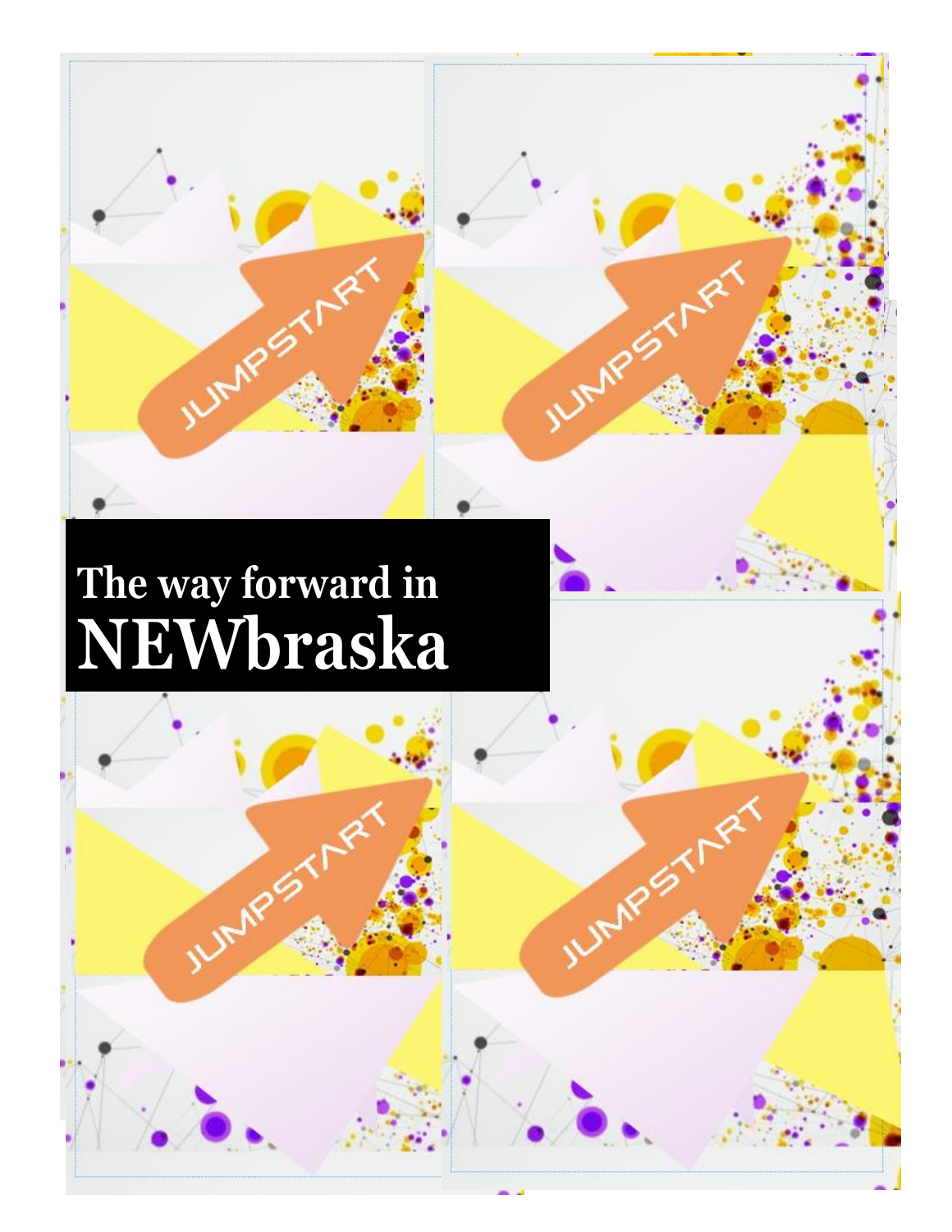# The way forward in NEWbraska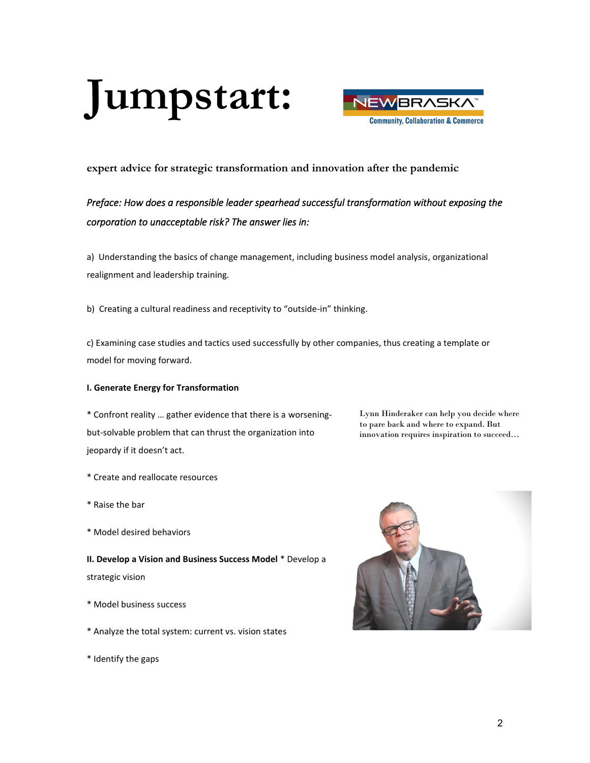# Jumpstart:

NEWBRASKA™
Community, Collaboration & Commerce

**expert advice for strategic transformation and innovation after the pandemic**

*Preface: How does a responsible leader spearhead successful transformation without exposing the corporation to unacceptable risk? The answer lies in:*

a) Understanding the basics of change management, including business model analysis, organizational realignment and leadership training.

b) Creating a cultural readiness and receptivity to "outside-in" thinking.

c) Examining case studies and tactics used successfully by other companies, thus creating a template or model for moving forward.

**I. Generate Energy for Transformation**

* Confront reality … gather evidence that there is a worsening-but-solvable problem that can thrust the organization into jeopardy if it doesn't act.

* Create and reallocate resources

* Raise the bar

* Model desired behaviors

**II. Develop a Vision and Business Success Model**

* Develop a strategic vision

* Model business success

* Analyze the total system: current vs. vision states

* Identify the gaps

Lynn Hinderaker can help you decide where to pare back and where to expand. But innovation requires inspiration to succeed…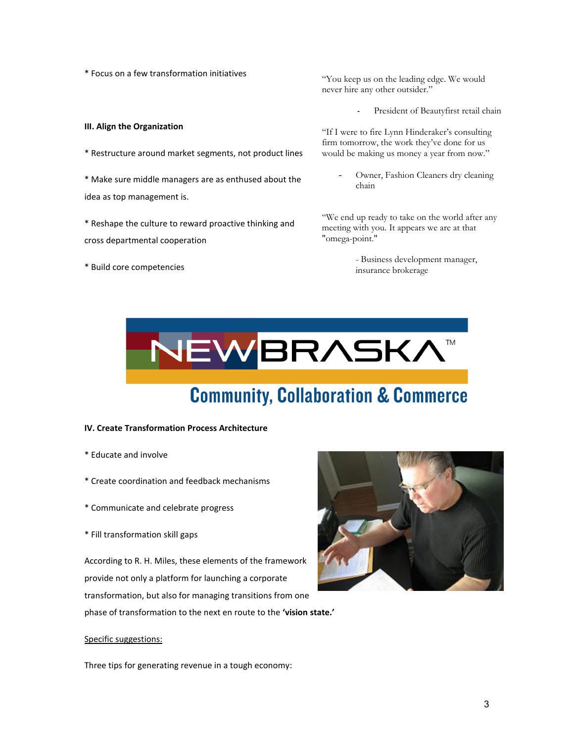* Focus on a few transformation initiatives

### III. Align the Organization

* Restructure around market segments, not product lines

* Make sure middle managers are as enthused about the idea as top management is.

* Reshape the culture to reward proactive thinking and cross departmental cooperation

* Build core competencies

"You keep us on the leading edge. We would never hire any other outsider."

- President of Beautyfirst retail chain

"If I were to fire Lynn Hinderaker's consulting firm tomorrow, the work they've done for us would be making us money a year from now."

- Owner, Fashion Cleaners dry cleaning chain

"We end up ready to take on the world after any meeting with you. It appears we are at that "omega-point."

- Business development manager, insurance brokerage

NEWBRASKA™

Community, Collaboration & Commerce

### IV. Create Transformation Process Architecture

* Educate and involve

* Create coordination and feedback mechanisms

* Communicate and celebrate progress

* Fill transformation skill gaps

According to R. H. Miles, these elements of the framework provide not only a platform for launching a corporate transformation, but also for managing transitions from one phase of transformation to the next en route to the **'vision state.'**

<u>Specific suggestions:</u>

Three tips for generating revenue in a tough economy: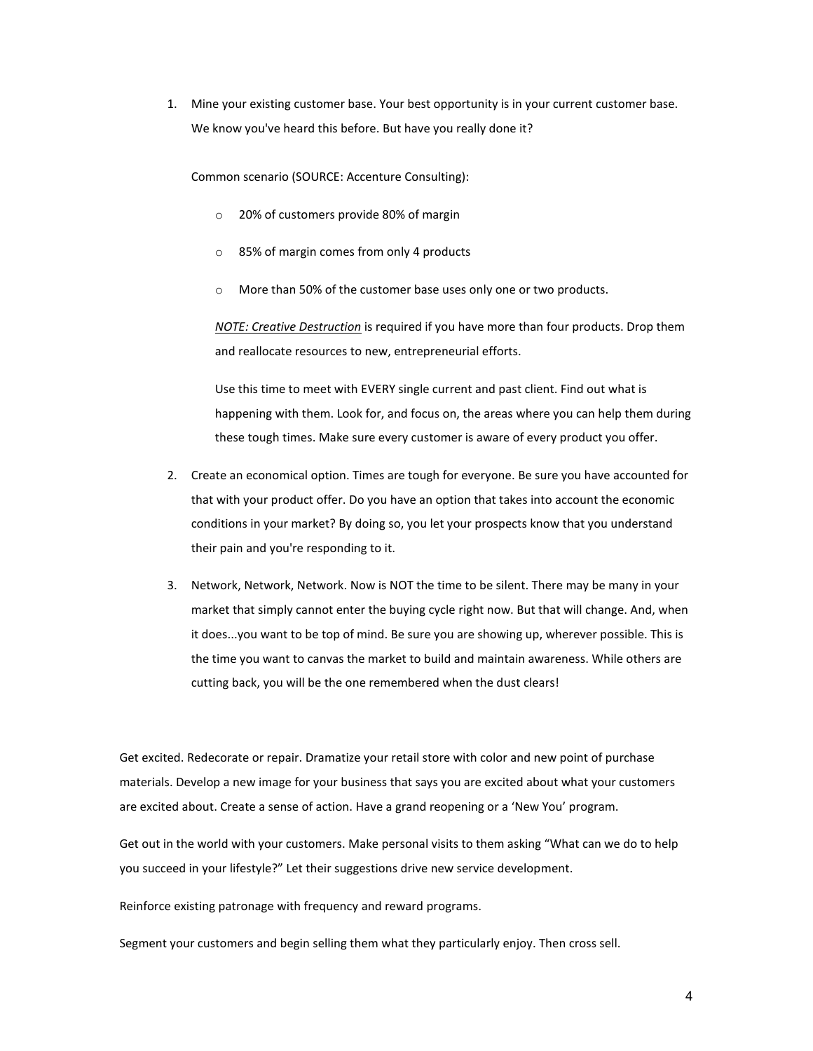1. Mine your existing customer base. Your best opportunity is in your current customer base. We know you've heard this before. But have you really done it?

   Common scenario (SOURCE: Accenture Consulting):

   - 20% of customers provide 80% of margin
   - 85% of margin comes from only 4 products
   - More than 50% of the customer base uses only one or two products.

     *<u>NOTE: Creative Destruction</u>* is required if you have more than four products. Drop them and reallocate resources to new, entrepreneurial efforts.

     Use this time to meet with EVERY single current and past client. Find out what is happening with them. Look for, and focus on, the areas where you can help them during these tough times. Make sure every customer is aware of every product you offer.

2. Create an economical option. Times are tough for everyone. Be sure you have accounted for that with your product offer. Do you have an option that takes into account the economic conditions in your market? By doing so, you let your prospects know that you understand their pain and you're responding to it.

3. Network, Network, Network. Now is NOT the time to be silent. There may be many in your market that simply cannot enter the buying cycle right now. But that will change. And, when it does...you want to be top of mind. Be sure you are showing up, wherever possible. This is the time you want to canvas the market to build and maintain awareness. While others are cutting back, you will be the one remembered when the dust clears!

Get excited. Redecorate or repair. Dramatize your retail store with color and new point of purchase materials. Develop a new image for your business that says you are excited about what your customers are excited about. Create a sense of action. Have a grand reopening or a 'New You' program.

Get out in the world with your customers. Make personal visits to them asking "What can we do to help you succeed in your lifestyle?" Let their suggestions drive new service development.

Reinforce existing patronage with frequency and reward programs.

Segment your customers and begin selling them what they particularly enjoy. Then cross sell.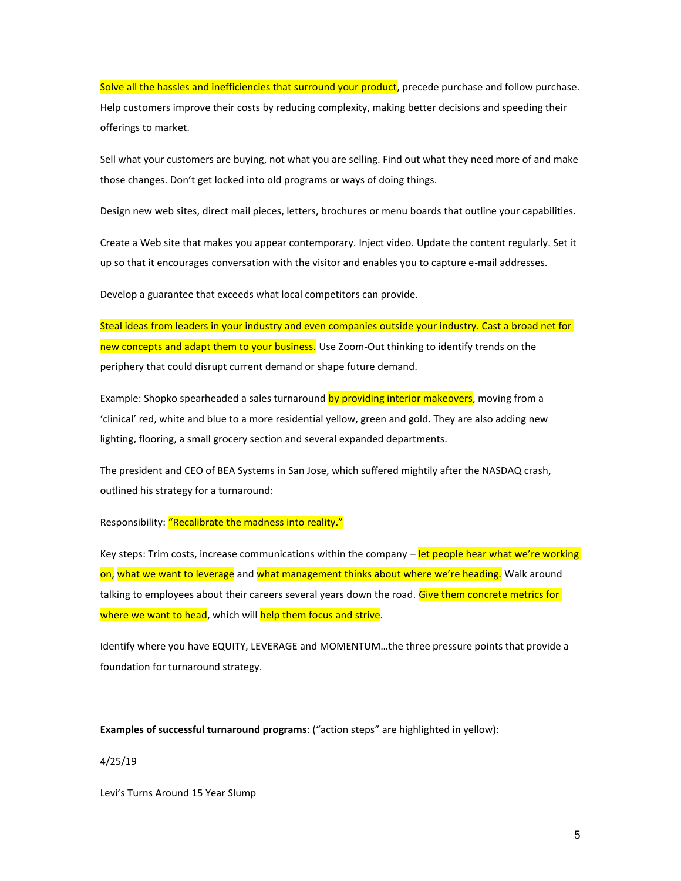Solve all the hassles and inefficiencies that surround your product, precede purchase and follow purchase. Help customers improve their costs by reducing complexity, making better decisions and speeding their offerings to market.

Sell what your customers are buying, not what you are selling. Find out what they need more of and make those changes. Don't get locked into old programs or ways of doing things.

Design new web sites, direct mail pieces, letters, brochures or menu boards that outline your capabilities.

Create a Web site that makes you appear contemporary. Inject video. Update the content regularly. Set it up so that it encourages conversation with the visitor and enables you to capture e-mail addresses.

Develop a guarantee that exceeds what local competitors can provide.

Steal ideas from leaders in your industry and even companies outside your industry. Cast a broad net for new concepts and adapt them to your business. Use Zoom-Out thinking to identify trends on the periphery that could disrupt current demand or shape future demand.

Example: Shopko spearheaded a sales turnaround by providing interior makeovers, moving from a 'clinical' red, white and blue to a more residential yellow, green and gold. They are also adding new lighting, flooring, a small grocery section and several expanded departments.

The president and CEO of BEA Systems in San Jose, which suffered mightily after the NASDAQ crash, outlined his strategy for a turnaround:

Responsibility: "Recalibrate the madness into reality."

Key steps: Trim costs, increase communications within the company – let people hear what we're working on, what we want to leverage and what management thinks about where we're heading. Walk around talking to employees about their careers several years down the road. Give them concrete metrics for where we want to head, which will help them focus and strive.

Identify where you have EQUITY, LEVERAGE and MOMENTUM…the three pressure points that provide a foundation for turnaround strategy.

**Examples of successful turnaround programs**: ("action steps" are highlighted in yellow):

4/25/19

Levi's Turns Around 15 Year Slump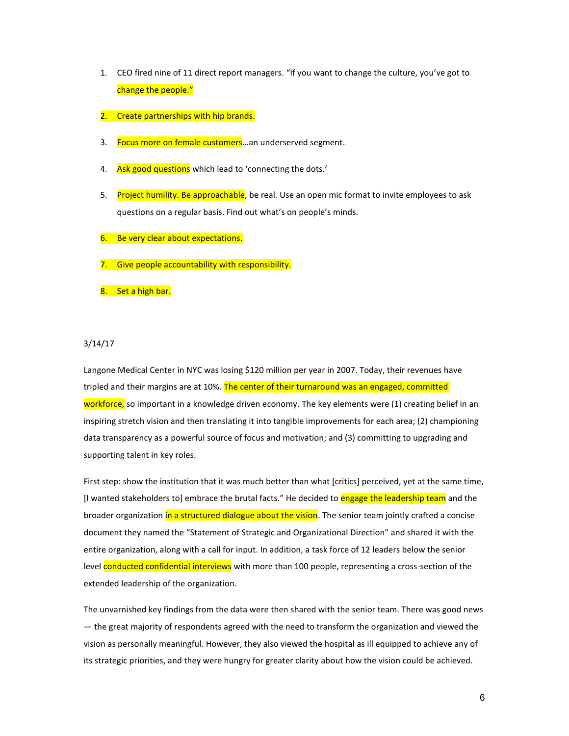1. CEO fired nine of 11 direct report managers. "If you want to change the culture, you've got to change the people."

2. Create partnerships with hip brands.

3. Focus more on female customers…an underserved segment.

4. Ask good questions which lead to 'connecting the dots.'

5. Project humility. Be approachable, be real. Use an open mic format to invite employees to ask questions on a regular basis. Find out what's on people's minds.

6. Be very clear about expectations.

7. Give people accountability with responsibility.

8. Set a high bar.

3/14/17

Langone Medical Center in NYC was losing $120 million per year in 2007. Today, their revenues have tripled and their margins are at 10%. The center of their turnaround was an engaged, committed workforce, so important in a knowledge driven economy. The key elements were (1) creating belief in an inspiring stretch vision and then translating it into tangible improvements for each area; (2) championing data transparency as a powerful source of focus and motivation; and (3) committing to upgrading and supporting talent in key roles.

First step: show the institution that it was much better than what [critics] perceived, yet at the same time, [I wanted stakeholders to] embrace the brutal facts." He decided to engage the leadership team and the broader organization in a structured dialogue about the vision. The senior team jointly crafted a concise document they named the "Statement of Strategic and Organizational Direction" and shared it with the entire organization, along with a call for input. In addition, a task force of 12 leaders below the senior level conducted confidential interviews with more than 100 people, representing a cross-section of the extended leadership of the organization.

The unvarnished key findings from the data were then shared with the senior team. There was good news — the great majority of respondents agreed with the need to transform the organization and viewed the vision as personally meaningful. However, they also viewed the hospital as ill equipped to achieve any of its strategic priorities, and they were hungry for greater clarity about how the vision could be achieved.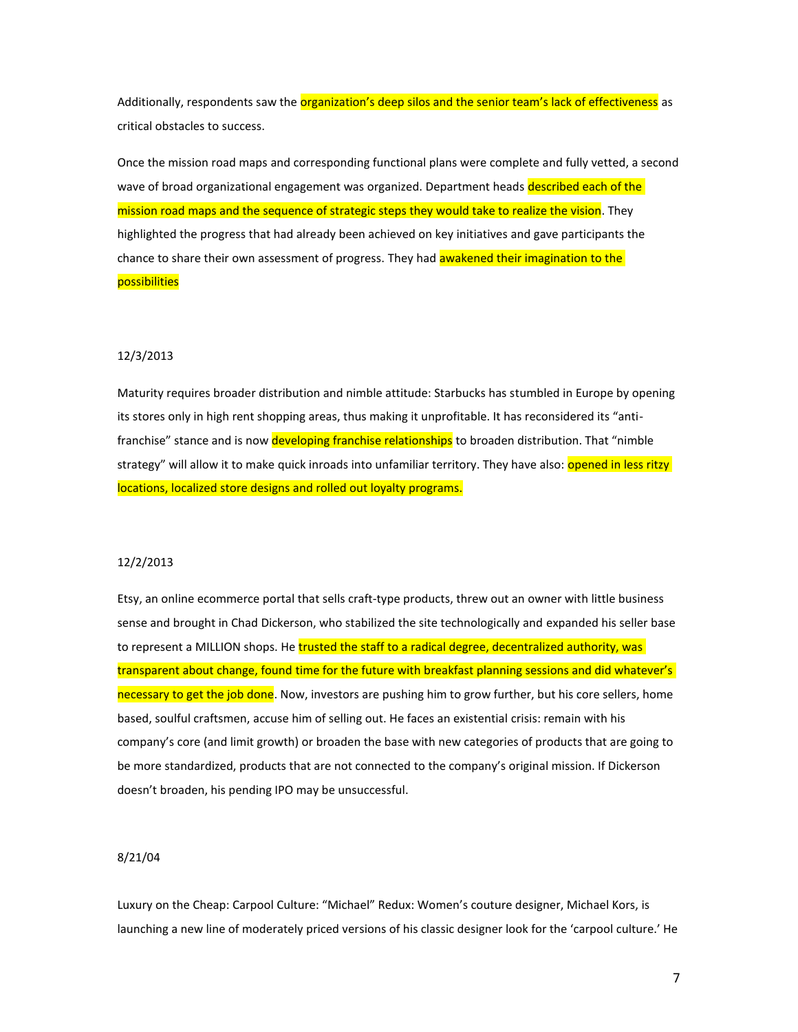Additionally, respondents saw the organization's deep silos and the senior team's lack of effectiveness as critical obstacles to success.

Once the mission road maps and corresponding functional plans were complete and fully vetted, a second wave of broad organizational engagement was organized. Department heads described each of the mission road maps and the sequence of strategic steps they would take to realize the vision. They highlighted the progress that had already been achieved on key initiatives and gave participants the chance to share their own assessment of progress. They had awakened their imagination to the possibilities

12/3/2013

Maturity requires broader distribution and nimble attitude: Starbucks has stumbled in Europe by opening its stores only in high rent shopping areas, thus making it unprofitable. It has reconsidered its "anti-franchise" stance and is now developing franchise relationships to broaden distribution. That "nimble strategy" will allow it to make quick inroads into unfamiliar territory. They have also: opened in less ritzy locations, localized store designs and rolled out loyalty programs.

12/2/2013

Etsy, an online ecommerce portal that sells craft-type products, threw out an owner with little business sense and brought in Chad Dickerson, who stabilized the site technologically and expanded his seller base to represent a MILLION shops. He trusted the staff to a radical degree, decentralized authority, was transparent about change, found time for the future with breakfast planning sessions and did whatever's necessary to get the job done. Now, investors are pushing him to grow further, but his core sellers, home based, soulful craftsmen, accuse him of selling out. He faces an existential crisis: remain with his company's core (and limit growth) or broaden the base with new categories of products that are going to be more standardized, products that are not connected to the company's original mission. If Dickerson doesn't broaden, his pending IPO may be unsuccessful.

8/21/04

Luxury on the Cheap: Carpool Culture: "Michael" Redux: Women's couture designer, Michael Kors, is launching a new line of moderately priced versions of his classic designer look for the 'carpool culture.' He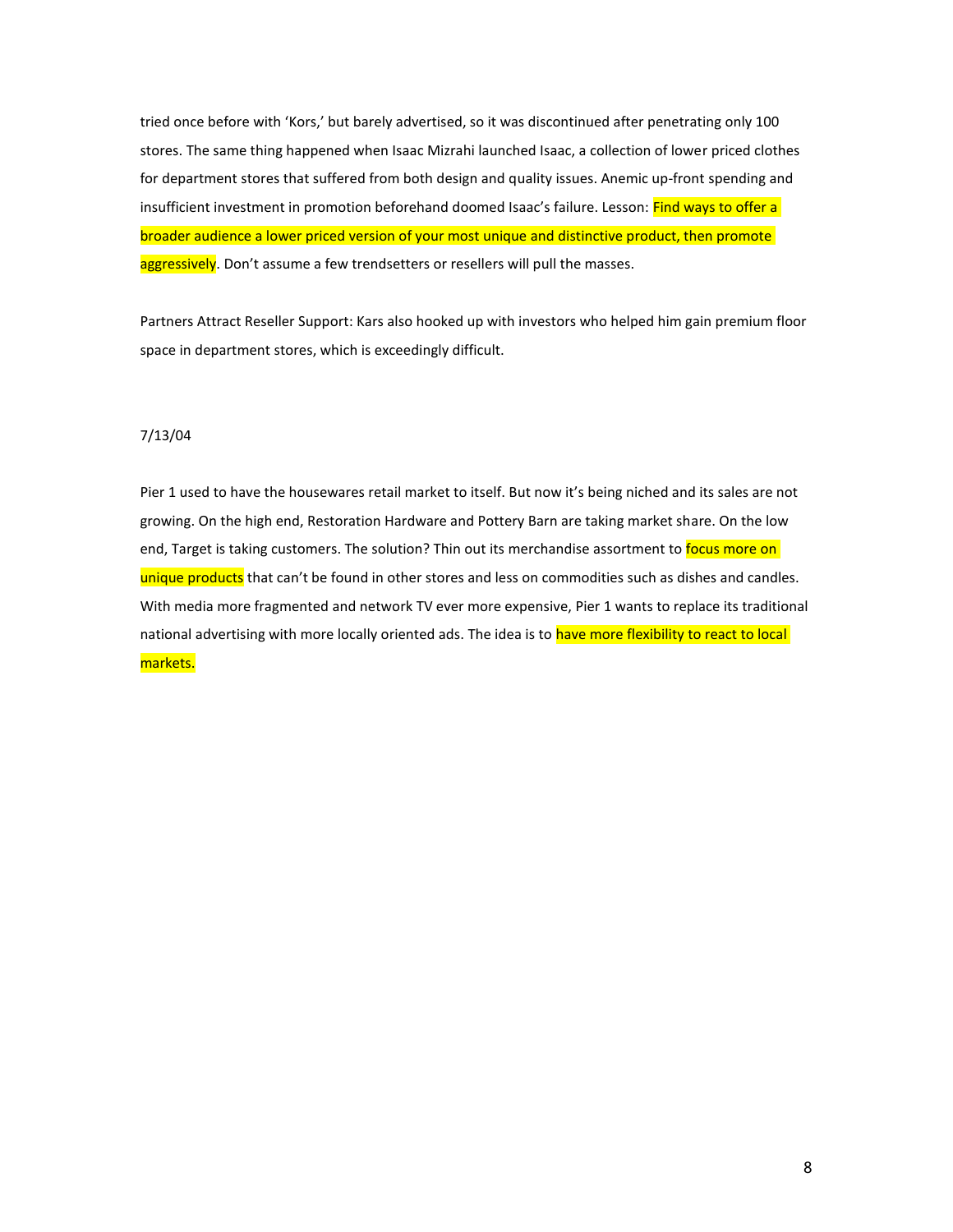tried once before with 'Kors,' but barely advertised, so it was discontinued after penetrating only 100 stores. The same thing happened when Isaac Mizrahi launched Isaac, a collection of lower priced clothes for department stores that suffered from both design and quality issues. Anemic up-front spending and insufficient investment in promotion beforehand doomed Isaac's failure. Lesson: Find ways to offer a broader audience a lower priced version of your most unique and distinctive product, then promote aggressively. Don't assume a few trendsetters or resellers will pull the masses.

Partners Attract Reseller Support: Kars also hooked up with investors who helped him gain premium floor space in department stores, which is exceedingly difficult.

7/13/04

Pier 1 used to have the housewares retail market to itself. But now it's being niched and its sales are not growing. On the high end, Restoration Hardware and Pottery Barn are taking market share. On the low end, Target is taking customers. The solution? Thin out its merchandise assortment to focus more on unique products that can't be found in other stores and less on commodities such as dishes and candles. With media more fragmented and network TV ever more expensive, Pier 1 wants to replace its traditional national advertising with more locally oriented ads. The idea is to have more flexibility to react to local markets.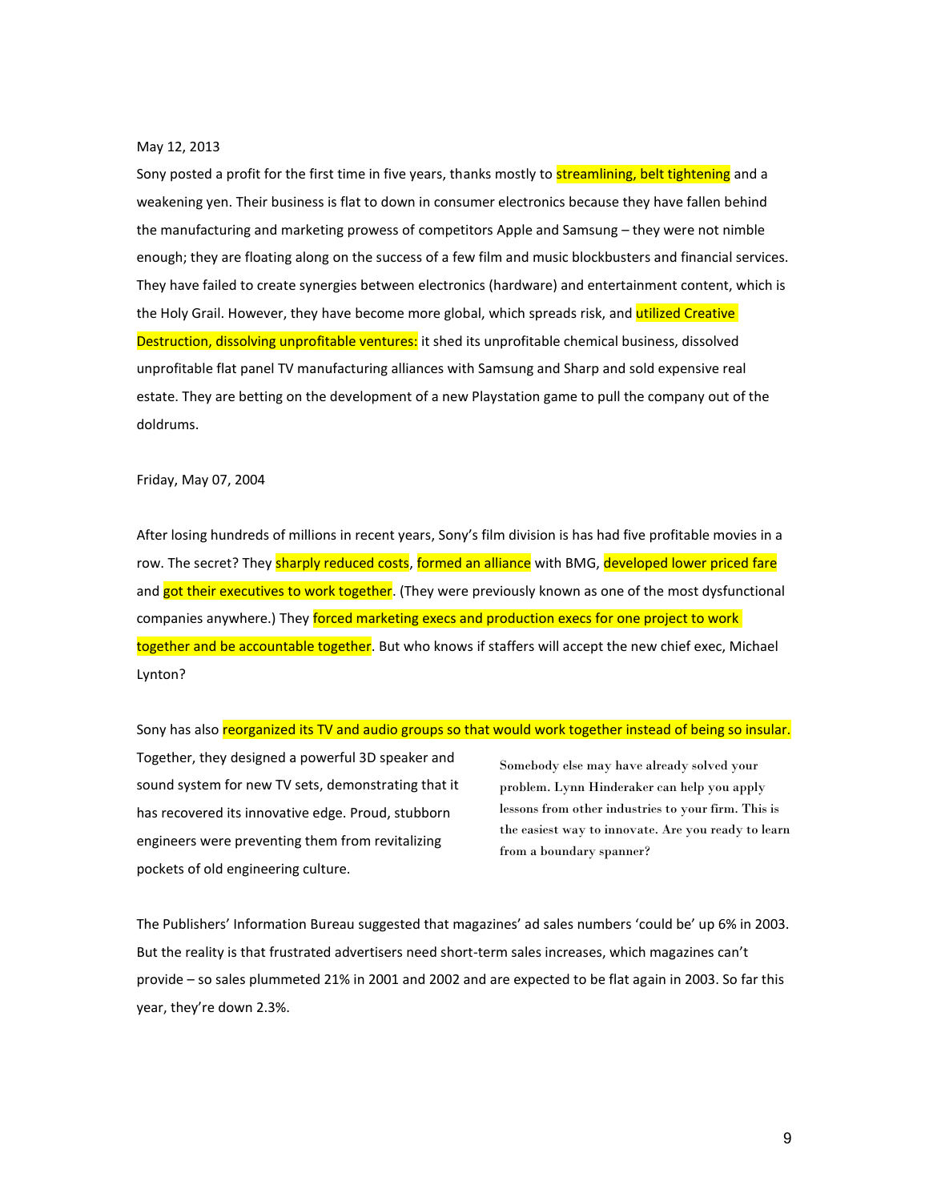May 12, 2013

Sony posted a profit for the first time in five years, thanks mostly to streamlining, belt tightening and a weakening yen. Their business is flat to down in consumer electronics because they have fallen behind the manufacturing and marketing prowess of competitors Apple and Samsung – they were not nimble enough; they are floating along on the success of a few film and music blockbusters and financial services. They have failed to create synergies between electronics (hardware) and entertainment content, which is the Holy Grail. However, they have become more global, which spreads risk, and utilized Creative Destruction, dissolving unprofitable ventures: it shed its unprofitable chemical business, dissolved unprofitable flat panel TV manufacturing alliances with Samsung and Sharp and sold expensive real estate. They are betting on the development of a new Playstation game to pull the company out of the doldrums.

Friday, May 07, 2004

After losing hundreds of millions in recent years, Sony's film division is has had five profitable movies in a row. The secret? They sharply reduced costs, formed an alliance with BMG, developed lower priced fare and got their executives to work together. (They were previously known as one of the most dysfunctional companies anywhere.) They forced marketing execs and production execs for one project to work together and be accountable together. But who knows if staffers will accept the new chief exec, Michael Lynton?

Sony has also reorganized its TV and audio groups so that would work together instead of being so insular. Together, they designed a powerful 3D speaker and sound system for new TV sets, demonstrating that it has recovered its innovative edge. Proud, stubborn engineers were preventing them from revitalizing pockets of old engineering culture.

Somebody else may have already solved your problem. Lynn Hinderaker can help you apply lessons from other industries to your firm. This is the easiest way to innovate. Are you ready to learn from a boundary spanner?

The Publishers' Information Bureau suggested that magazines' ad sales numbers 'could be' up 6% in 2003. But the reality is that frustrated advertisers need short-term sales increases, which magazines can't provide – so sales plummeted 21% in 2001 and 2002 and are expected to be flat again in 2003. So far this year, they're down 2.3%.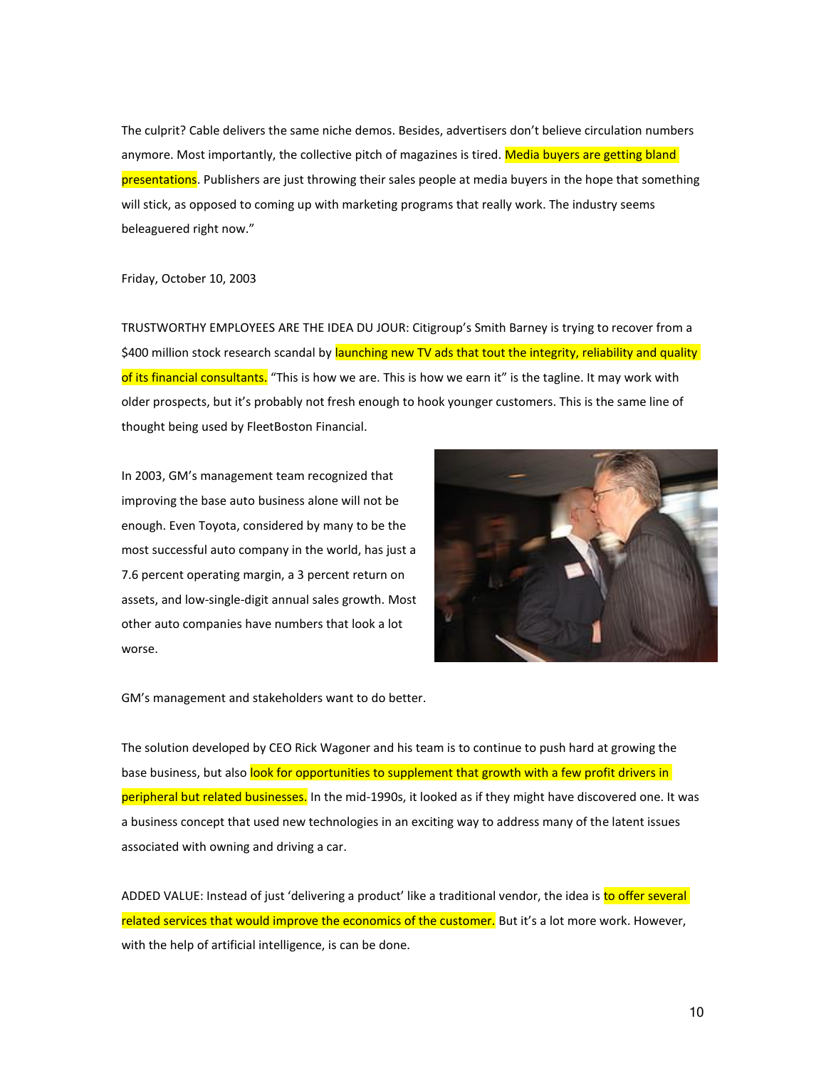The culprit? Cable delivers the same niche demos. Besides, advertisers don't believe circulation numbers anymore. Most importantly, the collective pitch of magazines is tired. Media buyers are getting bland presentations. Publishers are just throwing their sales people at media buyers in the hope that something will stick, as opposed to coming up with marketing programs that really work. The industry seems beleaguered right now."

Friday, October 10, 2003

TRUSTWORTHY EMPLOYEES ARE THE IDEA DU JOUR: Citigroup's Smith Barney is trying to recover from a $400 million stock research scandal by launching new TV ads that tout the integrity, reliability and quality of its financial consultants. "This is how we are. This is how we earn it" is the tagline. It may work with older prospects, but it's probably not fresh enough to hook younger customers. This is the same line of thought being used by FleetBoston Financial.

In 2003, GM's management team recognized that improving the base auto business alone will not be enough. Even Toyota, considered by many to be the most successful auto company in the world, has just a 7.6 percent operating margin, a 3 percent return on assets, and low-single-digit annual sales growth. Most other auto companies have numbers that look a lot worse.

GM's management and stakeholders want to do better.

The solution developed by CEO Rick Wagoner and his team is to continue to push hard at growing the base business, but also look for opportunities to supplement that growth with a few profit drivers in peripheral but related businesses. In the mid-1990s, it looked as if they might have discovered one. It was a business concept that used new technologies in an exciting way to address many of the latent issues associated with owning and driving a car.

ADDED VALUE: Instead of just 'delivering a product' like a traditional vendor, the idea is to offer several related services that would improve the economics of the customer. But it's a lot more work. However, with the help of artificial intelligence, is can be done.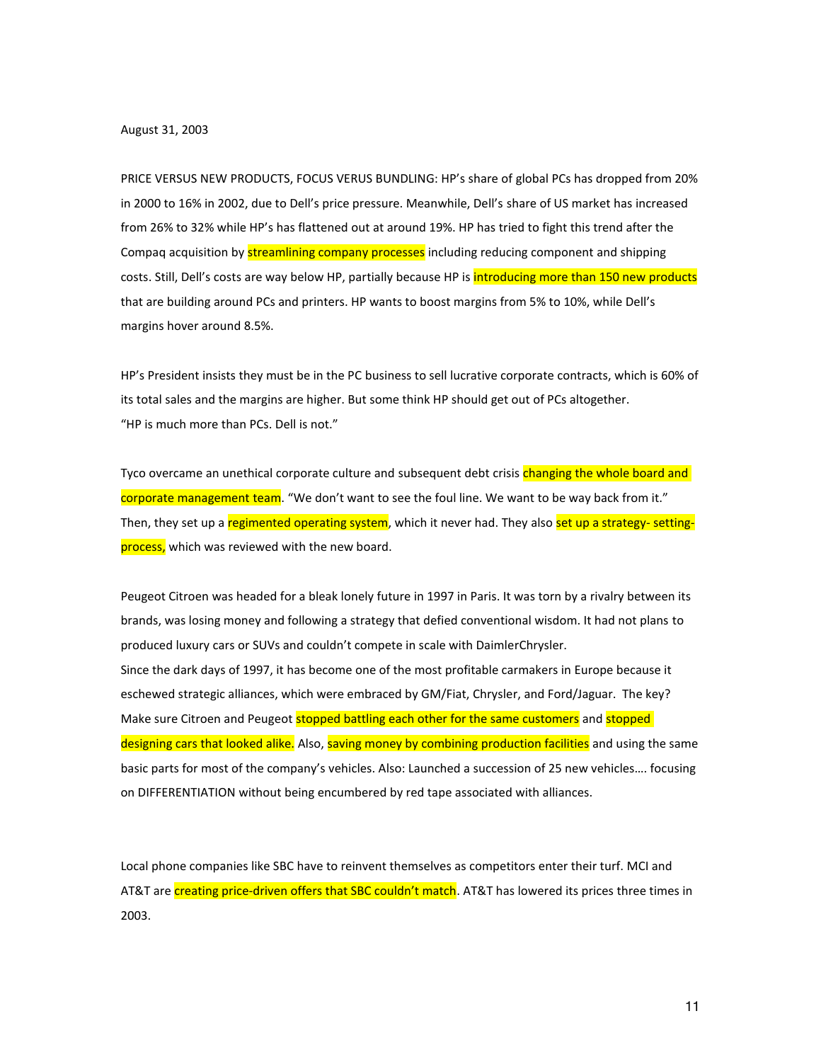August 31, 2003

PRICE VERSUS NEW PRODUCTS, FOCUS VERUS BUNDLING: HP's share of global PCs has dropped from 20% in 2000 to 16% in 2002, due to Dell's price pressure. Meanwhile, Dell's share of US market has increased from 26% to 32% while HP's has flattened out at around 19%. HP has tried to fight this trend after the Compaq acquisition by streamlining company processes including reducing component and shipping costs. Still, Dell's costs are way below HP, partially because HP is introducing more than 150 new products that are building around PCs and printers. HP wants to boost margins from 5% to 10%, while Dell's margins hover around 8.5%.

HP's President insists they must be in the PC business to sell lucrative corporate contracts, which is 60% of its total sales and the margins are higher. But some think HP should get out of PCs altogether.
"HP is much more than PCs. Dell is not."

Tyco overcame an unethical corporate culture and subsequent debt crisis changing the whole board and corporate management team. "We don't want to see the foul line. We want to be way back from it." Then, they set up a regimented operating system, which it never had. They also set up a strategy- setting-process, which was reviewed with the new board.

Peugeot Citroen was headed for a bleak lonely future in 1997 in Paris. It was torn by a rivalry between its brands, was losing money and following a strategy that defied conventional wisdom. It had not plans to produced luxury cars or SUVs and couldn't compete in scale with DaimlerChrysler.
Since the dark days of 1997, it has become one of the most profitable carmakers in Europe because it eschewed strategic alliances, which were embraced by GM/Fiat, Chrysler, and Ford/Jaguar. The key? Make sure Citroen and Peugeot stopped battling each other for the same customers and stopped designing cars that looked alike. Also, saving money by combining production facilities and using the same basic parts for most of the company's vehicles. Also: Launched a succession of 25 new vehicles…. focusing on DIFFERENTIATION without being encumbered by red tape associated with alliances.

Local phone companies like SBC have to reinvent themselves as competitors enter their turf. MCI and AT&T are creating price-driven offers that SBC couldn't match. AT&T has lowered its prices three times in 2003.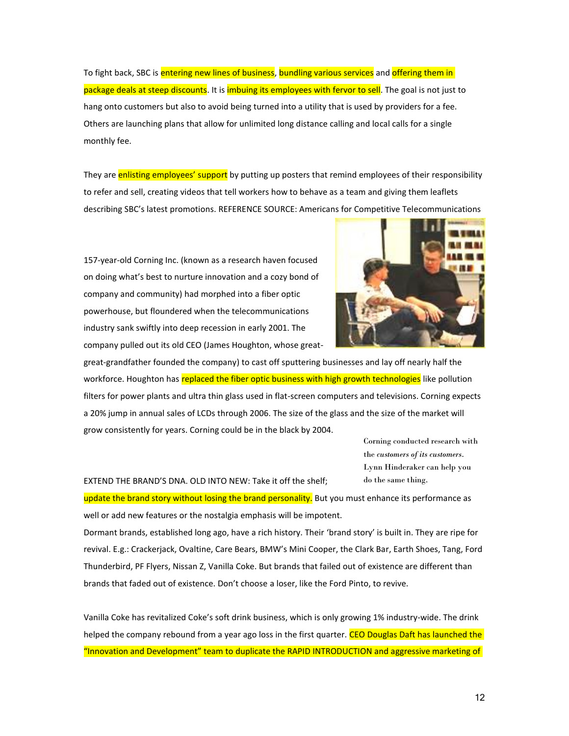To fight back, SBC is entering new lines of business, bundling various services and offering them in package deals at steep discounts. It is imbuing its employees with fervor to sell. The goal is not just to hang onto customers but also to avoid being turned into a utility that is used by providers for a fee. Others are launching plans that allow for unlimited long distance calling and local calls for a single monthly fee.

They are enlisting employees' support by putting up posters that remind employees of their responsibility to refer and sell, creating videos that tell workers how to behave as a team and giving them leaflets describing SBC's latest promotions. REFERENCE SOURCE: Americans for Competitive Telecommunications

157-year-old Corning Inc. (known as a research haven focused on doing what's best to nurture innovation and a cozy bond of company and community) had morphed into a fiber optic powerhouse, but floundered when the telecommunications industry sank swiftly into deep recession in early 2001. The company pulled out its old CEO (James Houghton, whose great-great-grandfather founded the company) to cast off sputtering businesses and lay off nearly half the workforce. Houghton has replaced the fiber optic business with high growth technologies like pollution filters for power plants and ultra thin glass used in flat-screen computers and televisions. Corning expects a 20% jump in annual sales of LCDs through 2006. The size of the glass and the size of the market will grow consistently for years. Corning could be in the black by 2004.

Corning conducted research with the *customers of its customers*. Lynn Hinderaker can help you do the same thing.

EXTEND THE BRAND'S DNA. OLD INTO NEW: Take it off the shelf; update the brand story without losing the brand personality. But you must enhance its performance as well or add new features or the nostalgia emphasis will be impotent.

Dormant brands, established long ago, have a rich history. Their 'brand story' is built in. They are ripe for revival. E.g.: Crackerjack, Ovaltine, Care Bears, BMW's Mini Cooper, the Clark Bar, Earth Shoes, Tang, Ford Thunderbird, PF Flyers, Nissan Z, Vanilla Coke. But brands that failed out of existence are different than brands that faded out of existence. Don't choose a loser, like the Ford Pinto, to revive.

Vanilla Coke has revitalized Coke's soft drink business, which is only growing 1% industry-wide. The drink helped the company rebound from a year ago loss in the first quarter. CEO Douglas Daft has launched the "Innovation and Development" team to duplicate the RAPID INTRODUCTION and aggressive marketing of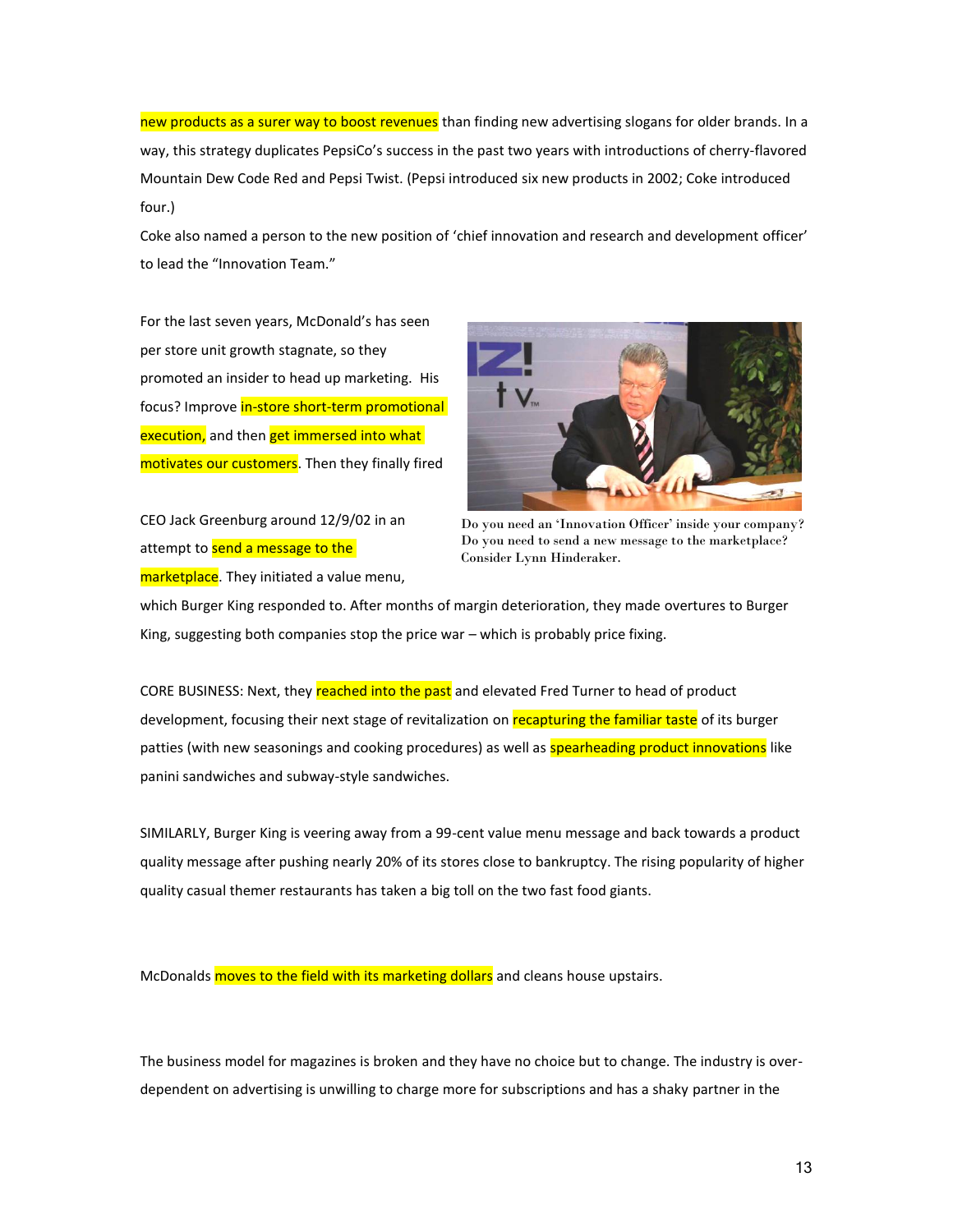new products as a surer way to boost revenues than finding new advertising slogans for older brands. In a way, this strategy duplicates PepsiCo's success in the past two years with introductions of cherry-flavored Mountain Dew Code Red and Pepsi Twist. (Pepsi introduced six new products in 2002; Coke introduced four.)

Coke also named a person to the new position of 'chief innovation and research and development officer' to lead the "Innovation Team."

For the last seven years, McDonald's has seen per store unit growth stagnate, so they promoted an insider to head up marketing. His focus? Improve in-store short-term promotional execution, and then get immersed into what motivates our customers. Then they finally fired CEO Jack Greenburg around 12/9/02 in an attempt to send a message to the marketplace. They initiated a value menu, which Burger King responded to. After months of margin deterioration, they made overtures to Burger King, suggesting both companies stop the price war – which is probably price fixing.

Do you need an 'Innovation Officer' inside your company? Do you need to send a new message to the marketplace? Consider Lynn Hinderaker.

CORE BUSINESS: Next, they reached into the past and elevated Fred Turner to head of product development, focusing their next stage of revitalization on recapturing the familiar taste of its burger patties (with new seasonings and cooking procedures) as well as spearheading product innovations like panini sandwiches and subway-style sandwiches.

SIMILARLY, Burger King is veering away from a 99-cent value menu message and back towards a product quality message after pushing nearly 20% of its stores close to bankruptcy. The rising popularity of higher quality casual themer restaurants has taken a big toll on the two fast food giants.

McDonalds moves to the field with its marketing dollars and cleans house upstairs.

The business model for magazines is broken and they have no choice but to change. The industry is over-dependent on advertising is unwilling to charge more for subscriptions and has a shaky partner in the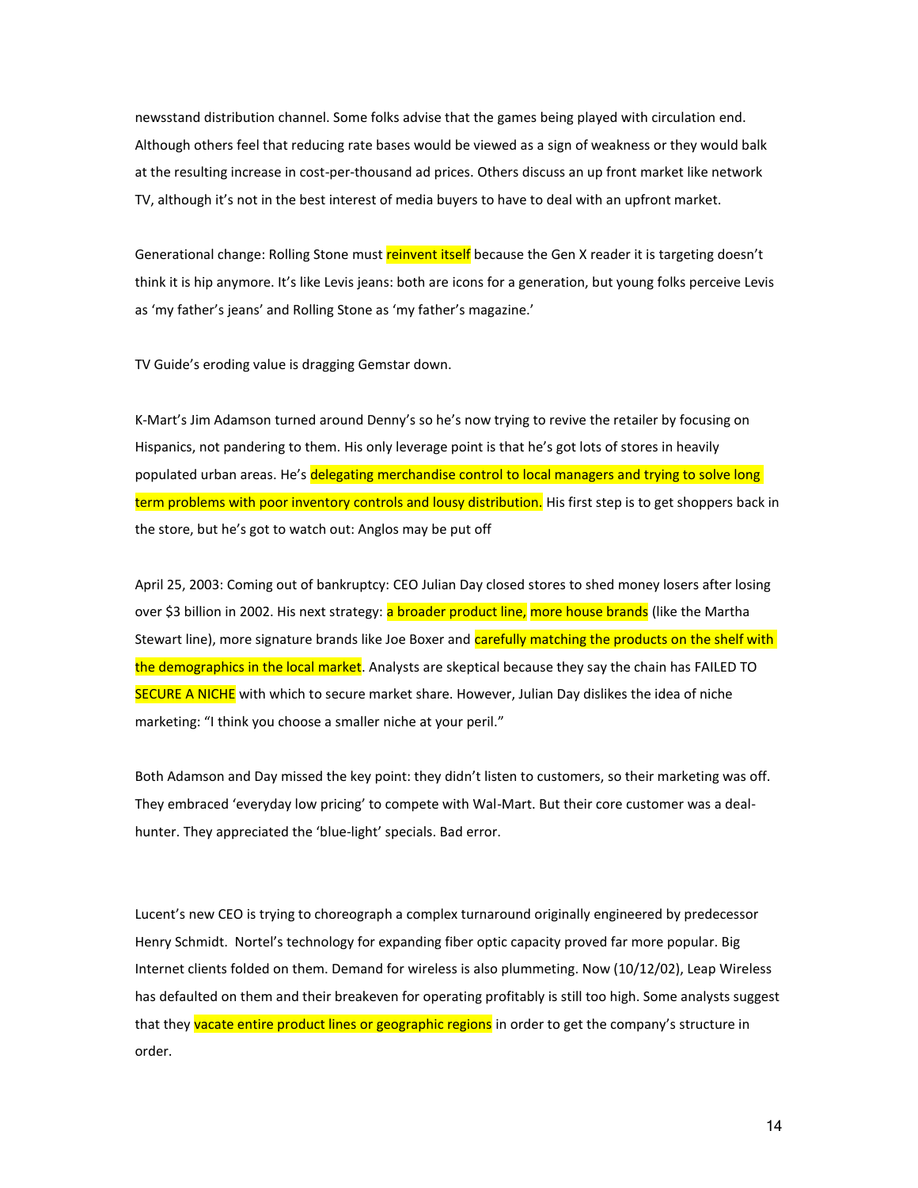newsstand distribution channel. Some folks advise that the games being played with circulation end. Although others feel that reducing rate bases would be viewed as a sign of weakness or they would balk at the resulting increase in cost-per-thousand ad prices. Others discuss an up front market like network TV, although it's not in the best interest of media buyers to have to deal with an upfront market.

Generational change: Rolling Stone must reinvent itself because the Gen X reader it is targeting doesn't think it is hip anymore. It's like Levis jeans: both are icons for a generation, but young folks perceive Levis as 'my father's jeans' and Rolling Stone as 'my father's magazine.'

TV Guide's eroding value is dragging Gemstar down.

K-Mart's Jim Adamson turned around Denny's so he's now trying to revive the retailer by focusing on Hispanics, not pandering to them. His only leverage point is that he's got lots of stores in heavily populated urban areas. He's delegating merchandise control to local managers and trying to solve long term problems with poor inventory controls and lousy distribution. His first step is to get shoppers back in the store, but he's got to watch out: Anglos may be put off

April 25, 2003: Coming out of bankruptcy: CEO Julian Day closed stores to shed money losers after losing over $3 billion in 2002. His next strategy: a broader product line, more house brands (like the Martha Stewart line), more signature brands like Joe Boxer and carefully matching the products on the shelf with the demographics in the local market. Analysts are skeptical because they say the chain has FAILED TO SECURE A NICHE with which to secure market share. However, Julian Day dislikes the idea of niche marketing: "I think you choose a smaller niche at your peril."

Both Adamson and Day missed the key point: they didn't listen to customers, so their marketing was off. They embraced 'everyday low pricing' to compete with Wal-Mart. But their core customer was a deal-hunter. They appreciated the 'blue-light' specials. Bad error.

Lucent's new CEO is trying to choreograph a complex turnaround originally engineered by predecessor Henry Schmidt. Nortel's technology for expanding fiber optic capacity proved far more popular. Big Internet clients folded on them. Demand for wireless is also plummeting. Now (10/12/02), Leap Wireless has defaulted on them and their breakeven for operating profitably is still too high. Some analysts suggest that they vacate entire product lines or geographic regions in order to get the company's structure in order.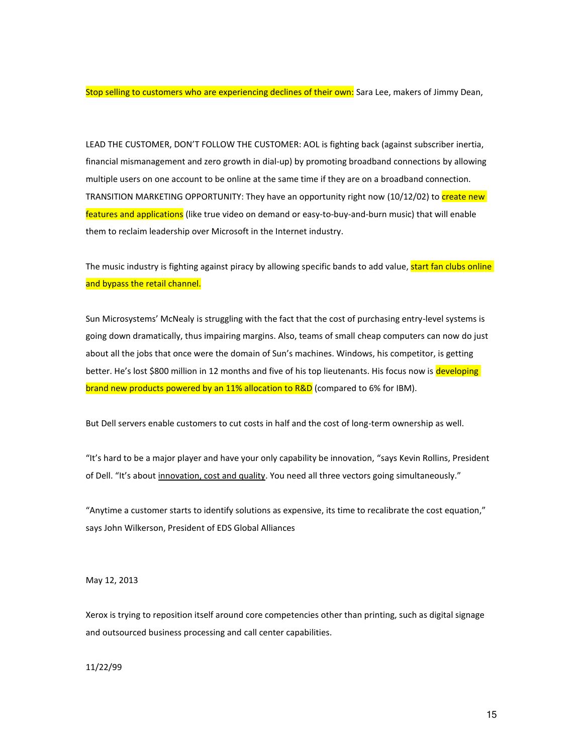Stop selling to customers who are experiencing declines of their own: Sara Lee, makers of Jimmy Dean,

LEAD THE CUSTOMER, DON'T FOLLOW THE CUSTOMER: AOL is fighting back (against subscriber inertia, financial mismanagement and zero growth in dial-up) by promoting broadband connections by allowing multiple users on one account to be online at the same time if they are on a broadband connection. TRANSITION MARKETING OPPORTUNITY: They have an opportunity right now (10/12/02) to create new features and applications (like true video on demand or easy-to-buy-and-burn music) that will enable them to reclaim leadership over Microsoft in the Internet industry.

The music industry is fighting against piracy by allowing specific bands to add value, start fan clubs online and bypass the retail channel.

Sun Microsystems' McNealy is struggling with the fact that the cost of purchasing entry-level systems is going down dramatically, thus impairing margins. Also, teams of small cheap computers can now do just about all the jobs that once were the domain of Sun's machines. Windows, his competitor, is getting better. He's lost $800 million in 12 months and five of his top lieutenants. His focus now is developing brand new products powered by an 11% allocation to R&D (compared to 6% for IBM).

But Dell servers enable customers to cut costs in half and the cost of long-term ownership as well.

"It's hard to be a major player and have your only capability be innovation, "says Kevin Rollins, President of Dell. "It's about <u>innovation, cost and quality</u>. You need all three vectors going simultaneously."

"Anytime a customer starts to identify solutions as expensive, its time to recalibrate the cost equation," says John Wilkerson, President of EDS Global Alliances

May 12, 2013

Xerox is trying to reposition itself around core competencies other than printing, such as digital signage and outsourced business processing and call center capabilities.

11/22/99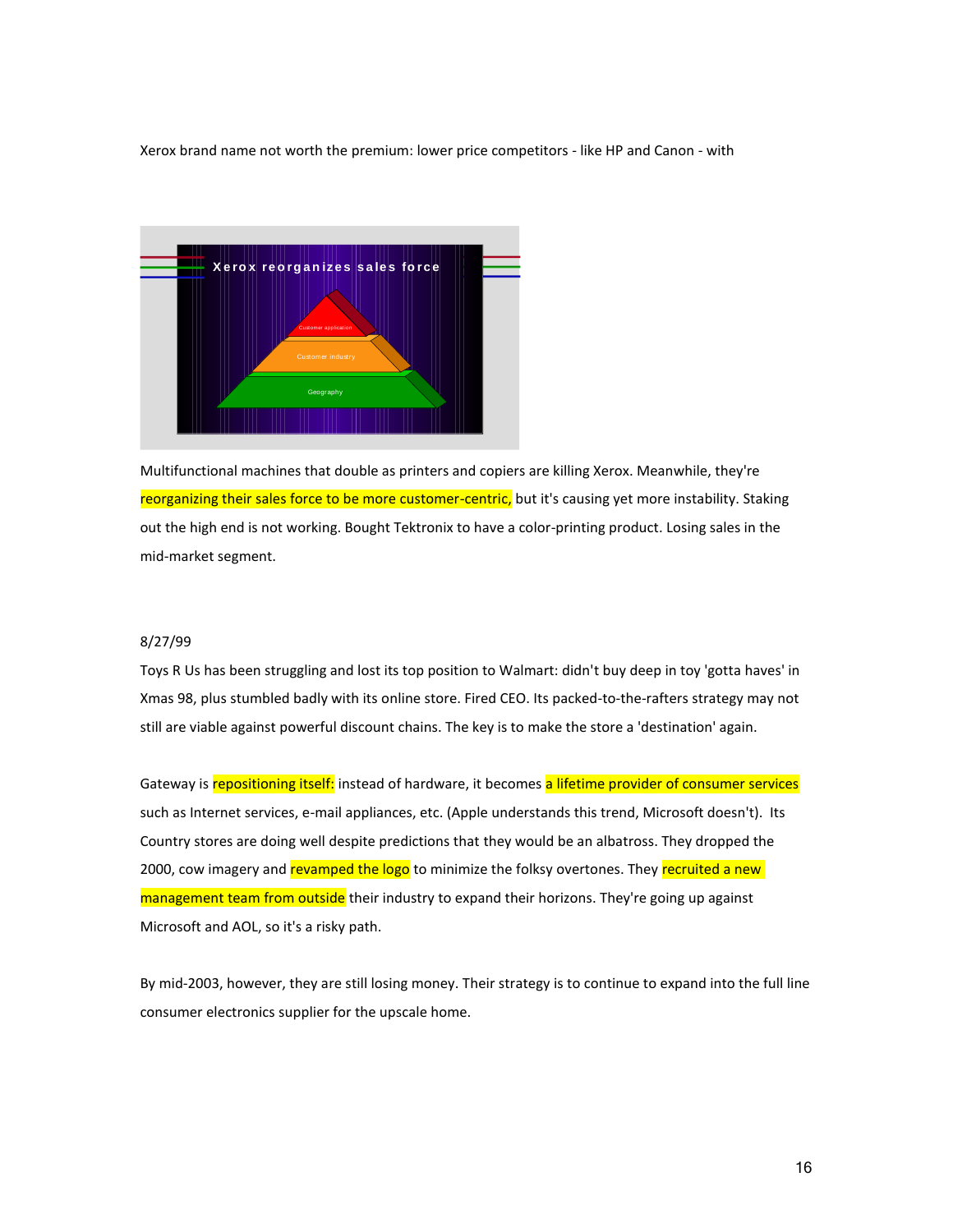Xerox brand name not worth the premium: lower price competitors - like HP and Canon - with

Multifunctional machines that double as printers and copiers are killing Xerox. Meanwhile, they're reorganizing their sales force to be more customer-centric, but it's causing yet more instability. Staking out the high end is not working. Bought Tektronix to have a color-printing product. Losing sales in the mid-market segment.

8/27/99

Toys R Us has been struggling and lost its top position to Walmart: didn't buy deep in toy 'gotta haves' in Xmas 98, plus stumbled badly with its online store. Fired CEO. Its packed-to-the-rafters strategy may not still are viable against powerful discount chains. The key is to make the store a 'destination' again.

Gateway is repositioning itself: instead of hardware, it becomes a lifetime provider of consumer services such as Internet services, e-mail appliances, etc. (Apple understands this trend, Microsoft doesn't). Its Country stores are doing well despite predictions that they would be an albatross. They dropped the 2000, cow imagery and revamped the logo to minimize the folksy overtones. They recruited a new management team from outside their industry to expand their horizons. They're going up against Microsoft and AOL, so it's a risky path.

By mid-2003, however, they are still losing money. Their strategy is to continue to expand into the full line consumer electronics supplier for the upscale home.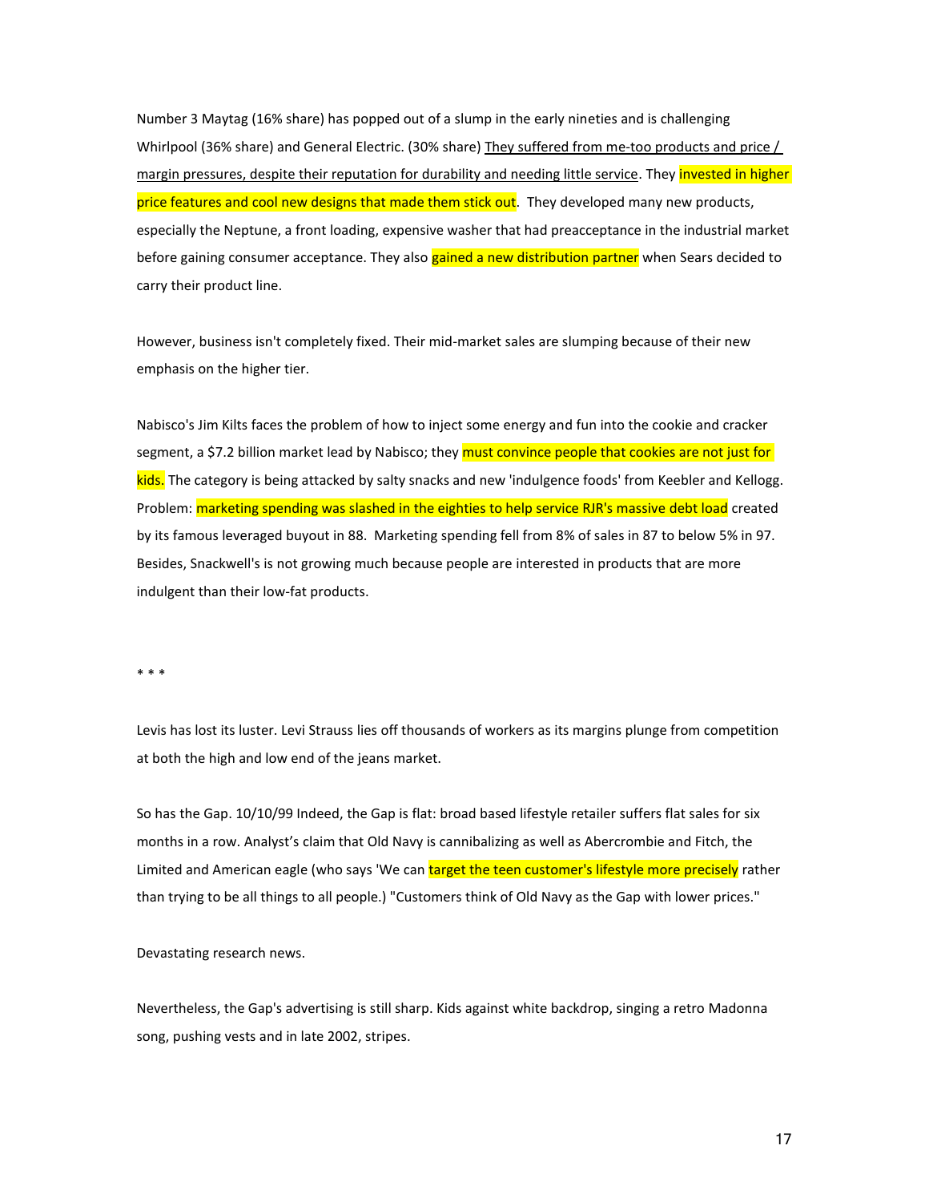Number 3 Maytag (16% share) has popped out of a slump in the early nineties and is challenging Whirlpool (36% share) and General Electric. (30% share) They suffered from me-too products and price / margin pressures, despite their reputation for durability and needing little service. They invested in higher price features and cool new designs that made them stick out. They developed many new products, especially the Neptune, a front loading, expensive washer that had preacceptance in the industrial market before gaining consumer acceptance. They also gained a new distribution partner when Sears decided to carry their product line.

However, business isn't completely fixed. Their mid-market sales are slumping because of their new emphasis on the higher tier.

Nabisco's Jim Kilts faces the problem of how to inject some energy and fun into the cookie and cracker segment, a $7.2 billion market lead by Nabisco; they must convince people that cookies are not just for kids. The category is being attacked by salty snacks and new 'indulgence foods' from Keebler and Kellogg. Problem: marketing spending was slashed in the eighties to help service RJR's massive debt load created by its famous leveraged buyout in 88. Marketing spending fell from 8% of sales in 87 to below 5% in 97. Besides, Snackwell's is not growing much because people are interested in products that are more indulgent than their low-fat products.

\* \* \*

Levis has lost its luster. Levi Strauss lies off thousands of workers as its margins plunge from competition at both the high and low end of the jeans market.

So has the Gap. 10/10/99 Indeed, the Gap is flat: broad based lifestyle retailer suffers flat sales for six months in a row. Analyst's claim that Old Navy is cannibalizing as well as Abercrombie and Fitch, the Limited and American eagle (who says 'We can target the teen customer's lifestyle more precisely rather than trying to be all things to all people.) "Customers think of Old Navy as the Gap with lower prices."

Devastating research news.

Nevertheless, the Gap's advertising is still sharp. Kids against white backdrop, singing a retro Madonna song, pushing vests and in late 2002, stripes.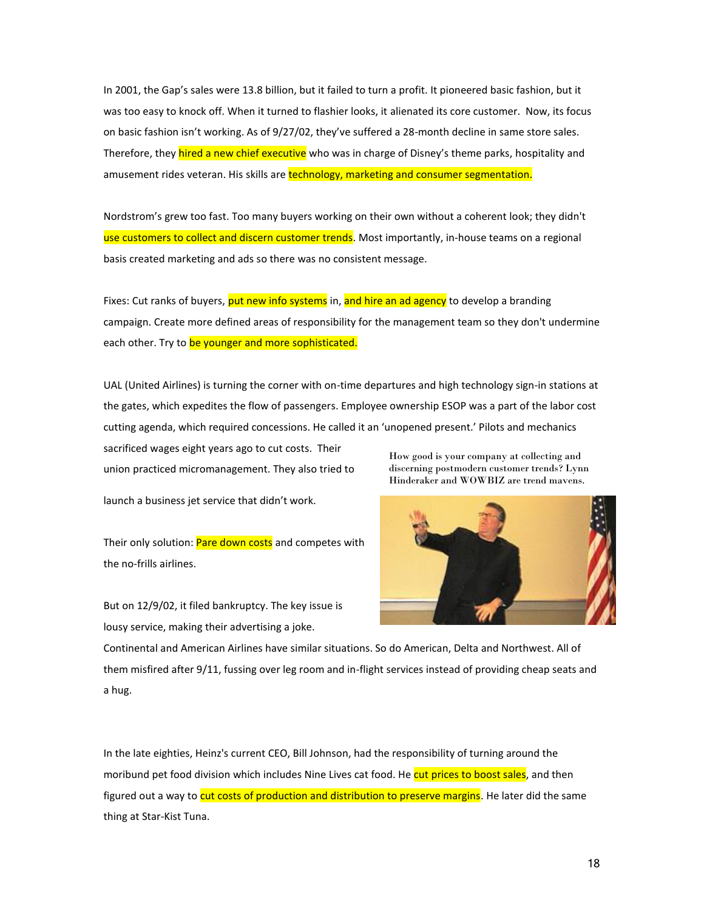In 2001, the Gap's sales were 13.8 billion, but it failed to turn a profit. It pioneered basic fashion, but it was too easy to knock off. When it turned to flashier looks, it alienated its core customer. Now, its focus on basic fashion isn't working. As of 9/27/02, they've suffered a 28-month decline in same store sales. Therefore, they hired a new chief executive who was in charge of Disney's theme parks, hospitality and amusement rides veteran. His skills are technology, marketing and consumer segmentation.

Nordstrom's grew too fast. Too many buyers working on their own without a coherent look; they didn't use customers to collect and discern customer trends. Most importantly, in-house teams on a regional basis created marketing and ads so there was no consistent message.

Fixes: Cut ranks of buyers, put new info systems in, and hire an ad agency to develop a branding campaign. Create more defined areas of responsibility for the management team so they don't undermine each other. Try to be younger and more sophisticated.

UAL (United Airlines) is turning the corner with on-time departures and high technology sign-in stations at the gates, which expedites the flow of passengers. Employee ownership ESOP was a part of the labor cost cutting agenda, which required concessions. He called it an 'unopened present.' Pilots and mechanics sacrificed wages eight years ago to cut costs. Their union practiced micromanagement. They also tried to launch a business jet service that didn't work.

How good is your company at collecting and discerning postmodern customer trends? Lynn Hinderaker and WOWBIZ are trend mavens.

Their only solution: Pare down costs and competes with the no-frills airlines.

But on 12/9/02, it filed bankruptcy. The key issue is lousy service, making their advertising a joke. Continental and American Airlines have similar situations. So do American, Delta and Northwest. All of them misfired after 9/11, fussing over leg room and in-flight services instead of providing cheap seats and a hug.

In the late eighties, Heinz's current CEO, Bill Johnson, had the responsibility of turning around the moribund pet food division which includes Nine Lives cat food. He cut prices to boost sales, and then figured out a way to cut costs of production and distribution to preserve margins. He later did the same thing at Star-Kist Tuna.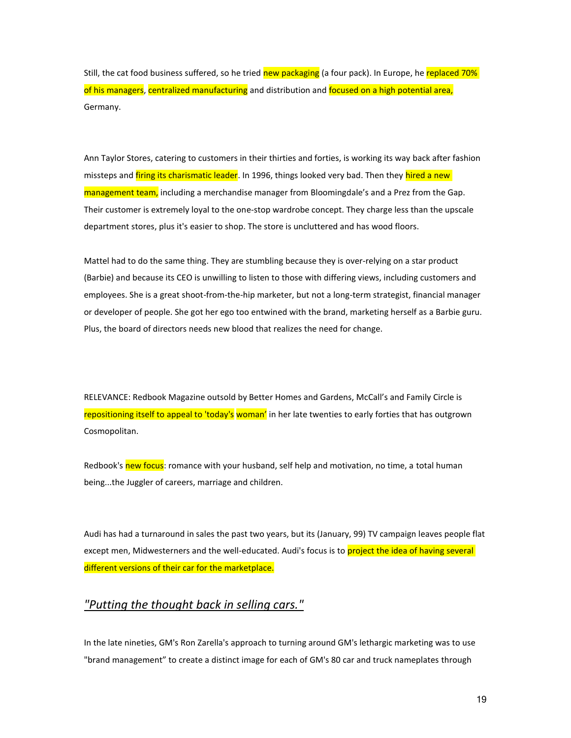Still, the cat food business suffered, so he tried new packaging (a four pack). In Europe, he replaced 70% of his managers, centralized manufacturing and distribution and focused on a high potential area, Germany.

Ann Taylor Stores, catering to customers in their thirties and forties, is working its way back after fashion missteps and firing its charismatic leader. In 1996, things looked very bad. Then they hired a new management team, including a merchandise manager from Bloomingdale's and a Prez from the Gap. Their customer is extremely loyal to the one-stop wardrobe concept. They charge less than the upscale department stores, plus it's easier to shop. The store is uncluttered and has wood floors.

Mattel had to do the same thing. They are stumbling because they is over-relying on a star product (Barbie) and because its CEO is unwilling to listen to those with differing views, including customers and employees. She is a great shoot-from-the-hip marketer, but not a long-term strategist, financial manager or developer of people. She got her ego too entwined with the brand, marketing herself as a Barbie guru. Plus, the board of directors needs new blood that realizes the need for change.

RELEVANCE: Redbook Magazine outsold by Better Homes and Gardens, McCall's and Family Circle is repositioning itself to appeal to 'today's woman' in her late twenties to early forties that has outgrown Cosmopolitan.

Redbook's new focus: romance with your husband, self help and motivation, no time, a total human being...the Juggler of careers, marriage and children.

Audi has had a turnaround in sales the past two years, but its (January, 99) TV campaign leaves people flat except men, Midwesterners and the well-educated. Audi's focus is to project the idea of having several different versions of their car for the marketplace.

## *"Putting the thought back in selling cars."*

In the late nineties, GM's Ron Zarella's approach to turning around GM's lethargic marketing was to use "brand management" to create a distinct image for each of GM's 80 car and truck nameplates through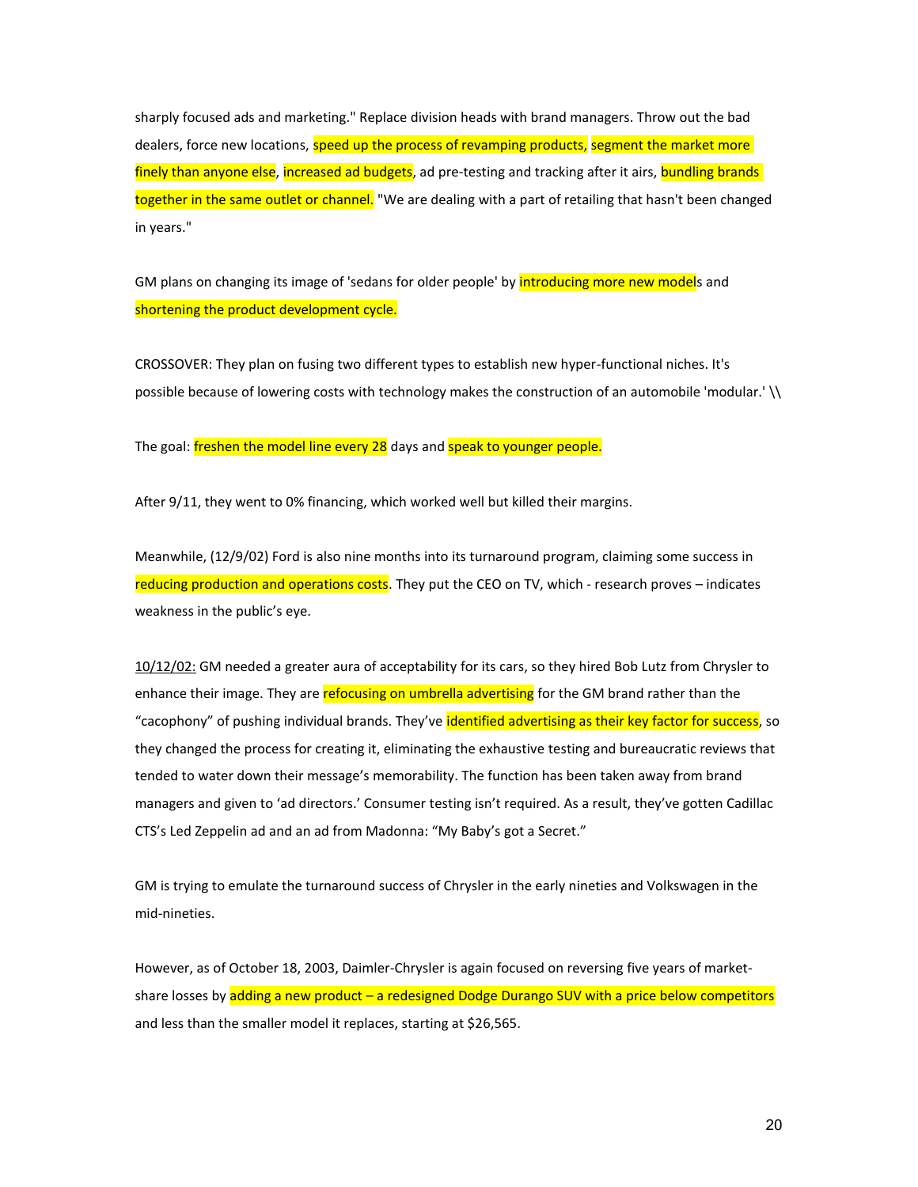sharply focused ads and marketing." Replace division heads with brand managers. Throw out the bad dealers, force new locations, speed up the process of revamping products, segment the market more finely than anyone else, increased ad budgets, ad pre-testing and tracking after it airs, bundling brands together in the same outlet or channel. "We are dealing with a part of retailing that hasn't been changed in years."

GM plans on changing its image of 'sedans for older people' by introducing more new models and shortening the product development cycle.

CROSSOVER: They plan on fusing two different types to establish new hyper-functional niches. It's possible because of lowering costs with technology makes the construction of an automobile 'modular.' \\

The goal: freshen the model line every 28 days and speak to younger people.

After 9/11, they went to 0% financing, which worked well but killed their margins.

Meanwhile, (12/9/02) Ford is also nine months into its turnaround program, claiming some success in reducing production and operations costs. They put the CEO on TV, which - research proves – indicates weakness in the public's eye.

<u>10/12/02:</u> GM needed a greater aura of acceptability for its cars, so they hired Bob Lutz from Chrysler to enhance their image. They are refocusing on umbrella advertising for the GM brand rather than the "cacophony" of pushing individual brands. They've identified advertising as their key factor for success, so they changed the process for creating it, eliminating the exhaustive testing and bureaucratic reviews that tended to water down their message's memorability. The function has been taken away from brand managers and given to 'ad directors.' Consumer testing isn't required. As a result, they've gotten Cadillac CTS's Led Zeppelin ad and an ad from Madonna: "My Baby's got a Secret."

GM is trying to emulate the turnaround success of Chrysler in the early nineties and Volkswagen in the mid-nineties.

However, as of October 18, 2003, Daimler-Chrysler is again focused on reversing five years of market-share losses by adding a new product – a redesigned Dodge Durango SUV with a price below competitors and less than the smaller model it replaces, starting at $26,565.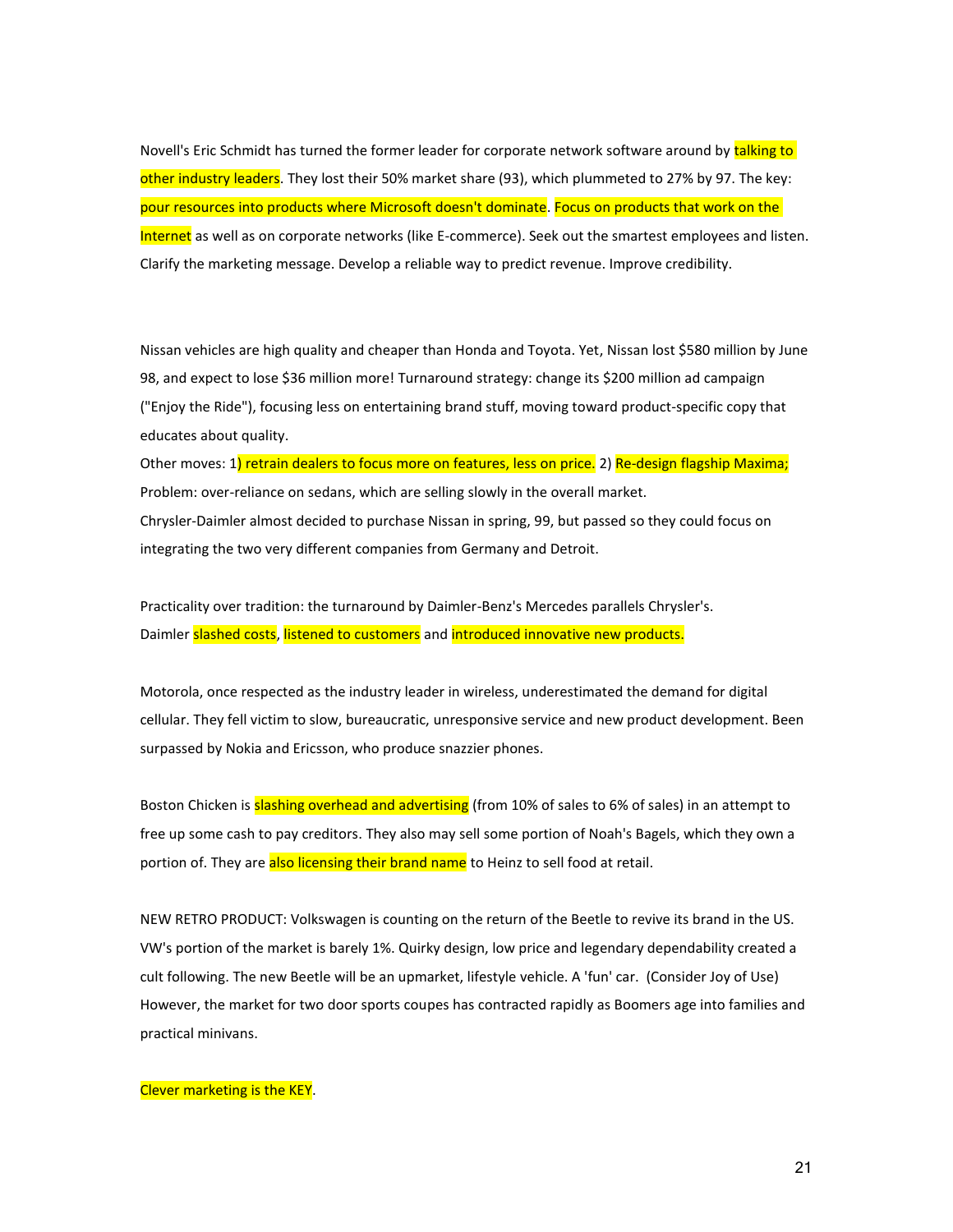Novell's Eric Schmidt has turned the former leader for corporate network software around by talking to other industry leaders. They lost their 50% market share (93), which plummeted to 27% by 97. The key: pour resources into products where Microsoft doesn't dominate. Focus on products that work on the Internet as well as on corporate networks (like E-commerce). Seek out the smartest employees and listen. Clarify the marketing message. Develop a reliable way to predict revenue. Improve credibility.

Nissan vehicles are high quality and cheaper than Honda and Toyota. Yet, Nissan lost $580 million by June 98, and expect to lose $36 million more! Turnaround strategy: change its $200 million ad campaign ("Enjoy the Ride"), focusing less on entertaining brand stuff, moving toward product-specific copy that educates about quality.
Other moves: 1) retrain dealers to focus more on features, less on price. 2) Re-design flagship Maxima; Problem: over-reliance on sedans, which are selling slowly in the overall market.
Chrysler-Daimler almost decided to purchase Nissan in spring, 99, but passed so they could focus on integrating the two very different companies from Germany and Detroit.

Practicality over tradition: the turnaround by Daimler-Benz's Mercedes parallels Chrysler's.
Daimler slashed costs, listened to customers and introduced innovative new products.

Motorola, once respected as the industry leader in wireless, underestimated the demand for digital cellular. They fell victim to slow, bureaucratic, unresponsive service and new product development. Been surpassed by Nokia and Ericsson, who produce snazzier phones.

Boston Chicken is slashing overhead and advertising (from 10% of sales to 6% of sales) in an attempt to free up some cash to pay creditors. They also may sell some portion of Noah's Bagels, which they own a portion of. They are also licensing their brand name to Heinz to sell food at retail.

NEW RETRO PRODUCT: Volkswagen is counting on the return of the Beetle to revive its brand in the US. VW's portion of the market is barely 1%. Quirky design, low price and legendary dependability created a cult following. The new Beetle will be an upmarket, lifestyle vehicle. A 'fun' car. (Consider Joy of Use) However, the market for two door sports coupes has contracted rapidly as Boomers age into families and practical minivans.

Clever marketing is the KEY.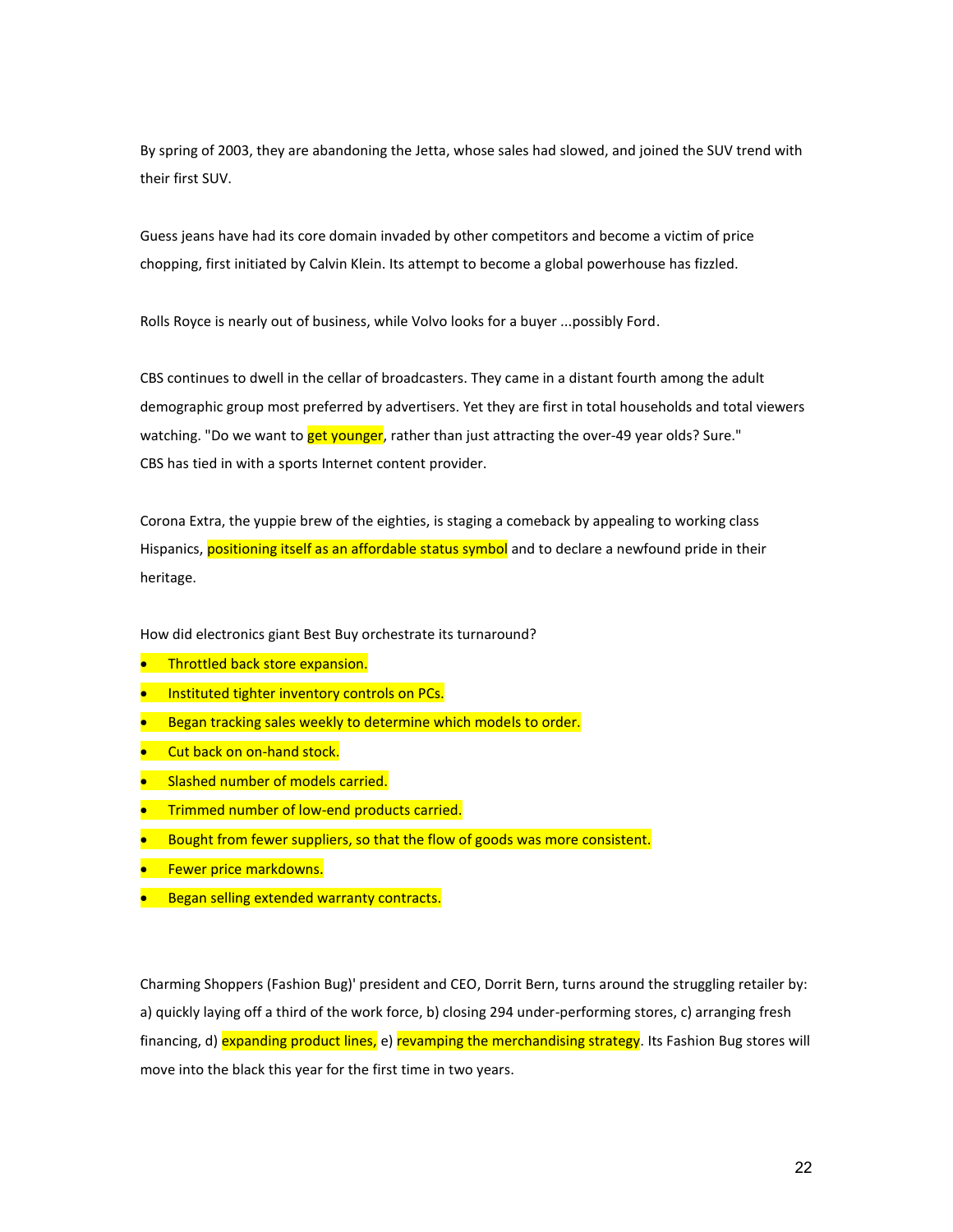By spring of 2003, they are abandoning the Jetta, whose sales had slowed, and joined the SUV trend with their first SUV.

Guess jeans have had its core domain invaded by other competitors and become a victim of price chopping, first initiated by Calvin Klein. Its attempt to become a global powerhouse has fizzled.

Rolls Royce is nearly out of business, while Volvo looks for a buyer ...possibly Ford.

CBS continues to dwell in the cellar of broadcasters. They came in a distant fourth among the adult demographic group most preferred by advertisers. Yet they are first in total households and total viewers watching. "Do we want to get younger, rather than just attracting the over-49 year olds? Sure." CBS has tied in with a sports Internet content provider.

Corona Extra, the yuppie brew of the eighties, is staging a comeback by appealing to working class Hispanics, positioning itself as an affordable status symbol and to declare a newfound pride in their heritage.

How did electronics giant Best Buy orchestrate its turnaround?

- Throttled back store expansion.
- Instituted tighter inventory controls on PCs.
- Began tracking sales weekly to determine which models to order.
- Cut back on on-hand stock.
- Slashed number of models carried.
- Trimmed number of low-end products carried.
- Bought from fewer suppliers, so that the flow of goods was more consistent.
- Fewer price markdowns.
- Began selling extended warranty contracts.

Charming Shoppers (Fashion Bug)' president and CEO, Dorrit Bern, turns around the struggling retailer by: a) quickly laying off a third of the work force, b) closing 294 under-performing stores, c) arranging fresh financing, d) expanding product lines, e) revamping the merchandising strategy. Its Fashion Bug stores will move into the black this year for the first time in two years.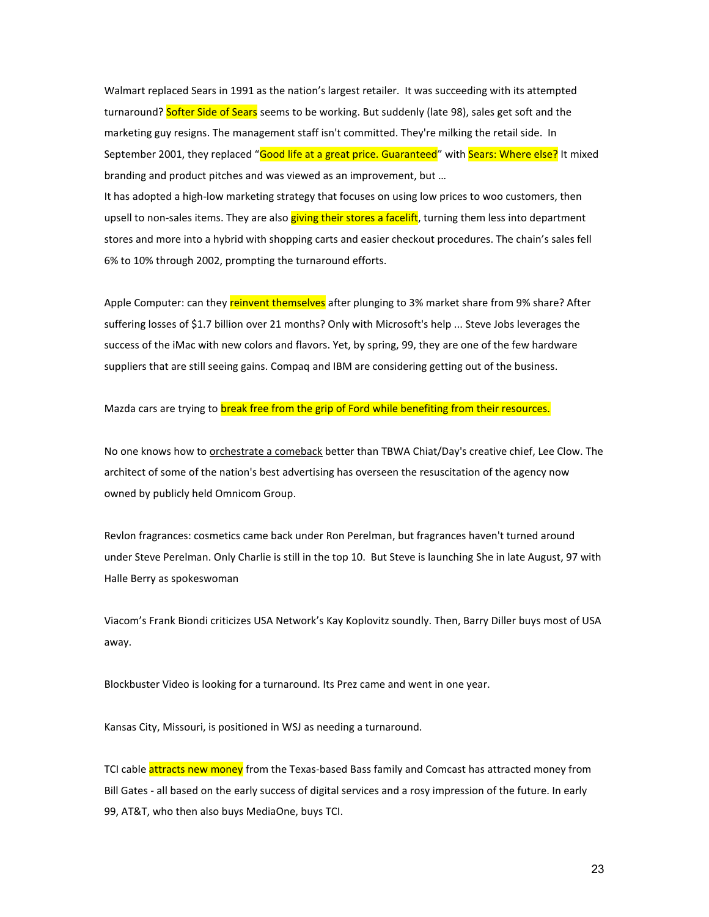Walmart replaced Sears in 1991 as the nation's largest retailer. It was succeeding with its attempted turnaround? Softer Side of Sears seems to be working. But suddenly (late 98), sales get soft and the marketing guy resigns. The management staff isn't committed. They're milking the retail side. In September 2001, they replaced "Good life at a great price. Guaranteed" with Sears: Where else? It mixed branding and product pitches and was viewed as an improvement, but …
It has adopted a high-low marketing strategy that focuses on using low prices to woo customers, then upsell to non-sales items. They are also giving their stores a facelift, turning them less into department stores and more into a hybrid with shopping carts and easier checkout procedures. The chain's sales fell 6% to 10% through 2002, prompting the turnaround efforts.

Apple Computer: can they reinvent themselves after plunging to 3% market share from 9% share? After suffering losses of $1.7 billion over 21 months? Only with Microsoft's help ... Steve Jobs leverages the success of the iMac with new colors and flavors. Yet, by spring, 99, they are one of the few hardware suppliers that are still seeing gains. Compaq and IBM are considering getting out of the business.

Mazda cars are trying to break free from the grip of Ford while benefiting from their resources.

No one knows how to orchestrate a comeback better than TBWA Chiat/Day's creative chief, Lee Clow. The architect of some of the nation's best advertising has overseen the resuscitation of the agency now owned by publicly held Omnicom Group.

Revlon fragrances: cosmetics came back under Ron Perelman, but fragrances haven't turned around under Steve Perelman. Only Charlie is still in the top 10. But Steve is launching She in late August, 97 with Halle Berry as spokeswoman

Viacom's Frank Biondi criticizes USA Network's Kay Koplovitz soundly. Then, Barry Diller buys most of USA away.

Blockbuster Video is looking for a turnaround. Its Prez came and went in one year.

Kansas City, Missouri, is positioned in WSJ as needing a turnaround.

TCI cable attracts new money from the Texas-based Bass family and Comcast has attracted money from Bill Gates - all based on the early success of digital services and a rosy impression of the future. In early 99, AT&T, who then also buys MediaOne, buys TCI.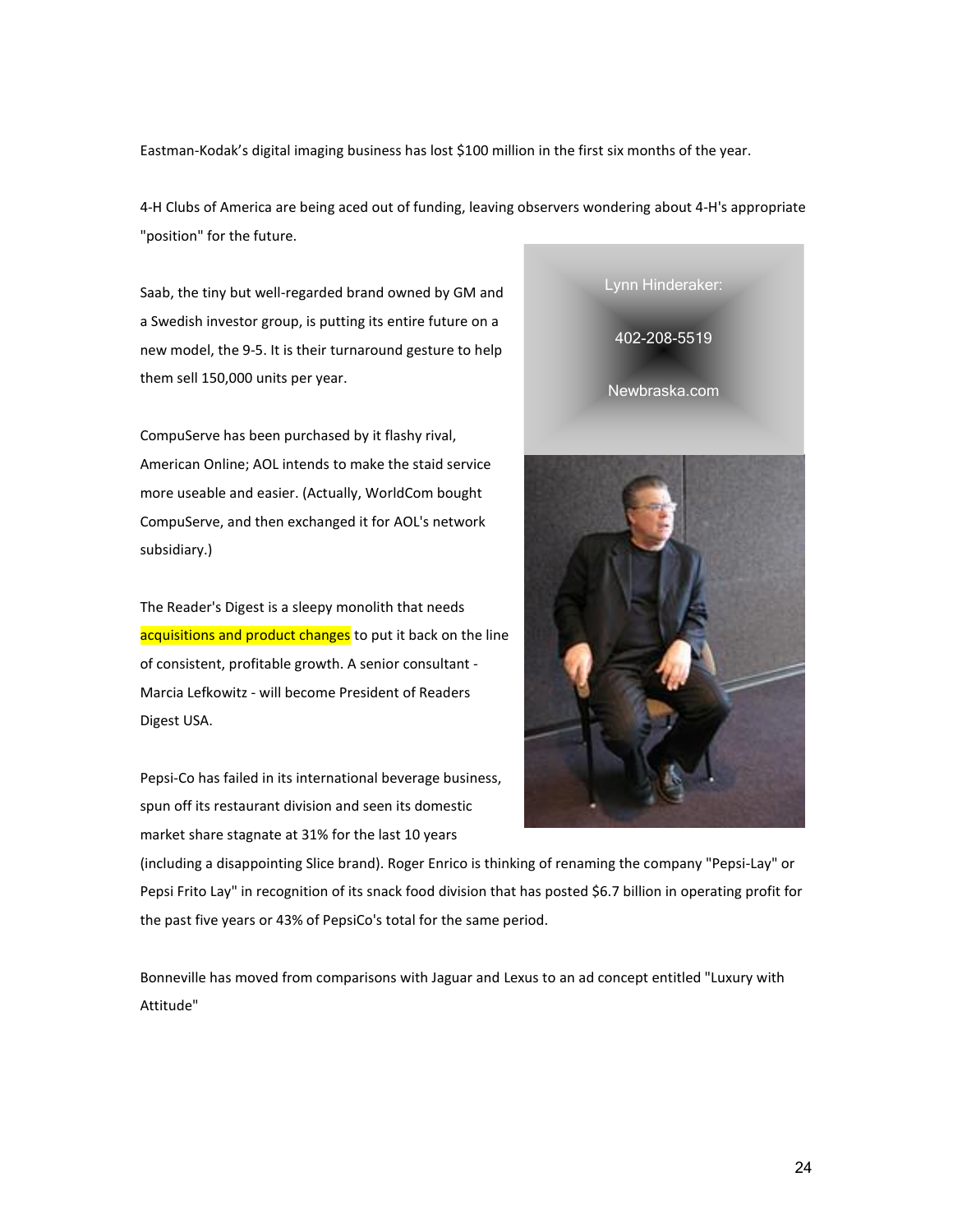Eastman-Kodak's digital imaging business has lost $100 million in the first six months of the year.

4-H Clubs of America are being aced out of funding, leaving observers wondering about 4-H's appropriate "position" for the future.

Saab, the tiny but well-regarded brand owned by GM and a Swedish investor group, is putting its entire future on a new model, the 9-5. It is their turnaround gesture to help them sell 150,000 units per year.

CompuServe has been purchased by it flashy rival, American Online; AOL intends to make the staid service more useable and easier. (Actually, WorldCom bought CompuServe, and then exchanged it for AOL's network subsidiary.)

The Reader's Digest is a sleepy monolith that needs acquisitions and product changes to put it back on the line of consistent, profitable growth. A senior consultant - Marcia Lefkowitz - will become President of Readers Digest USA.

Pepsi-Co has failed in its international beverage business, spun off its restaurant division and seen its domestic market share stagnate at 31% for the last 10 years (including a disappointing Slice brand). Roger Enrico is thinking of renaming the company "Pepsi-Lay" or Pepsi Frito Lay" in recognition of its snack food division that has posted $6.7 billion in operating profit for the past five years or 43% of PepsiCo's total for the same period.

Bonneville has moved from comparisons with Jaguar and Lexus to an ad concept entitled "Luxury with Attitude"

Lynn Hinderaker:

402-208-5519

Newbraska.com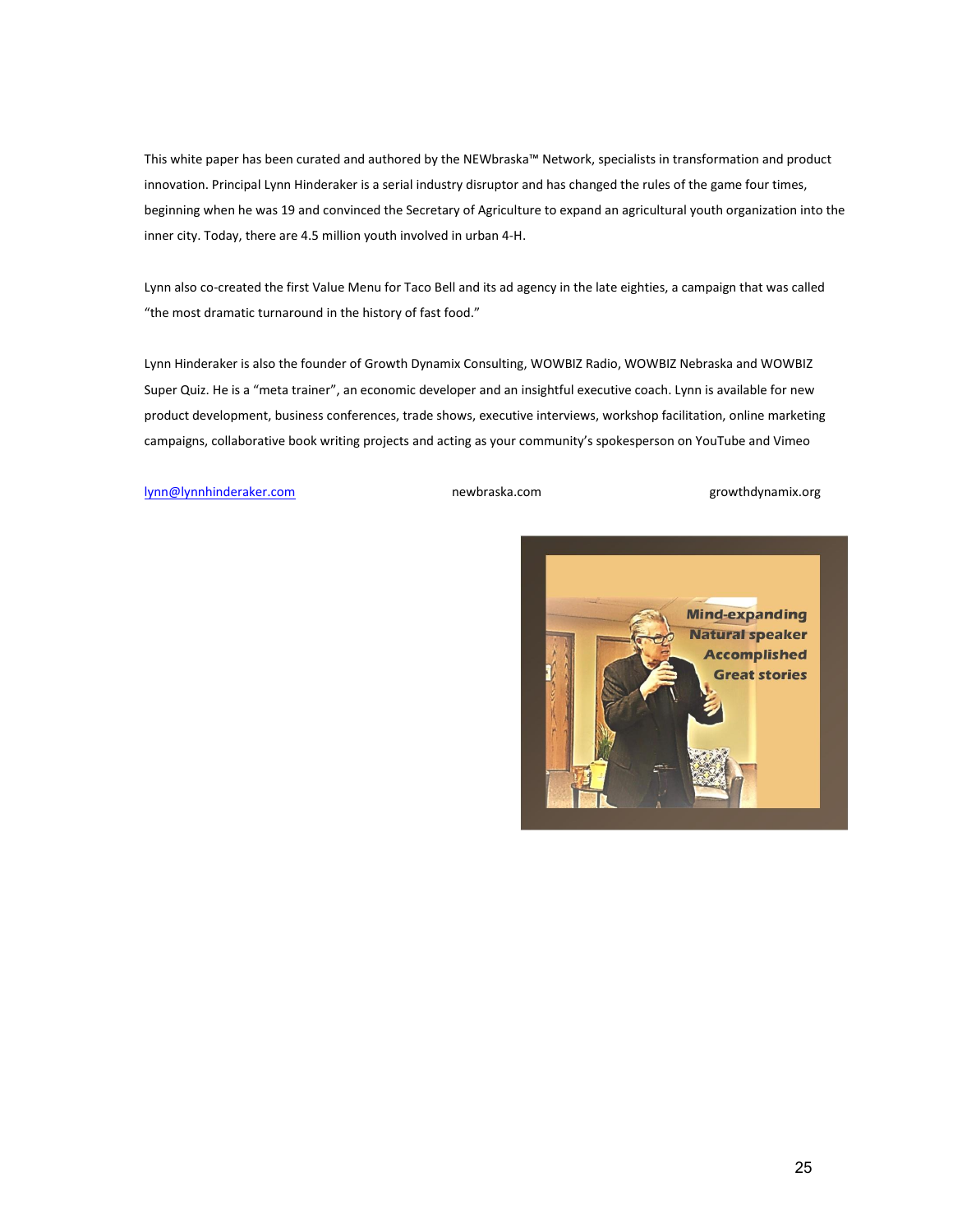This white paper has been curated and authored by the NEWbraska™ Network, specialists in transformation and product innovation. Principal Lynn Hinderaker is a serial industry disruptor and has changed the rules of the game four times, beginning when he was 19 and convinced the Secretary of Agriculture to expand an agricultural youth organization into the inner city. Today, there are 4.5 million youth involved in urban 4-H.

Lynn also co-created the first Value Menu for Taco Bell and its ad agency in the late eighties, a campaign that was called "the most dramatic turnaround in the history of fast food."

Lynn Hinderaker is also the founder of Growth Dynamix Consulting, WOWBIZ Radio, WOWBIZ Nebraska and WOWBIZ Super Quiz. He is a "meta trainer", an economic developer and an insightful executive coach. Lynn is available for new product development, business conferences, trade shows, executive interviews, workshop facilitation, online marketing campaigns, collaborative book writing projects and acting as your community's spokesperson on YouTube and Vimeo

lynn@lynnhinderaker.com newbraska.com growthdynamix.org

Mind-expanding
Natural speaker
Accomplished
Great stories